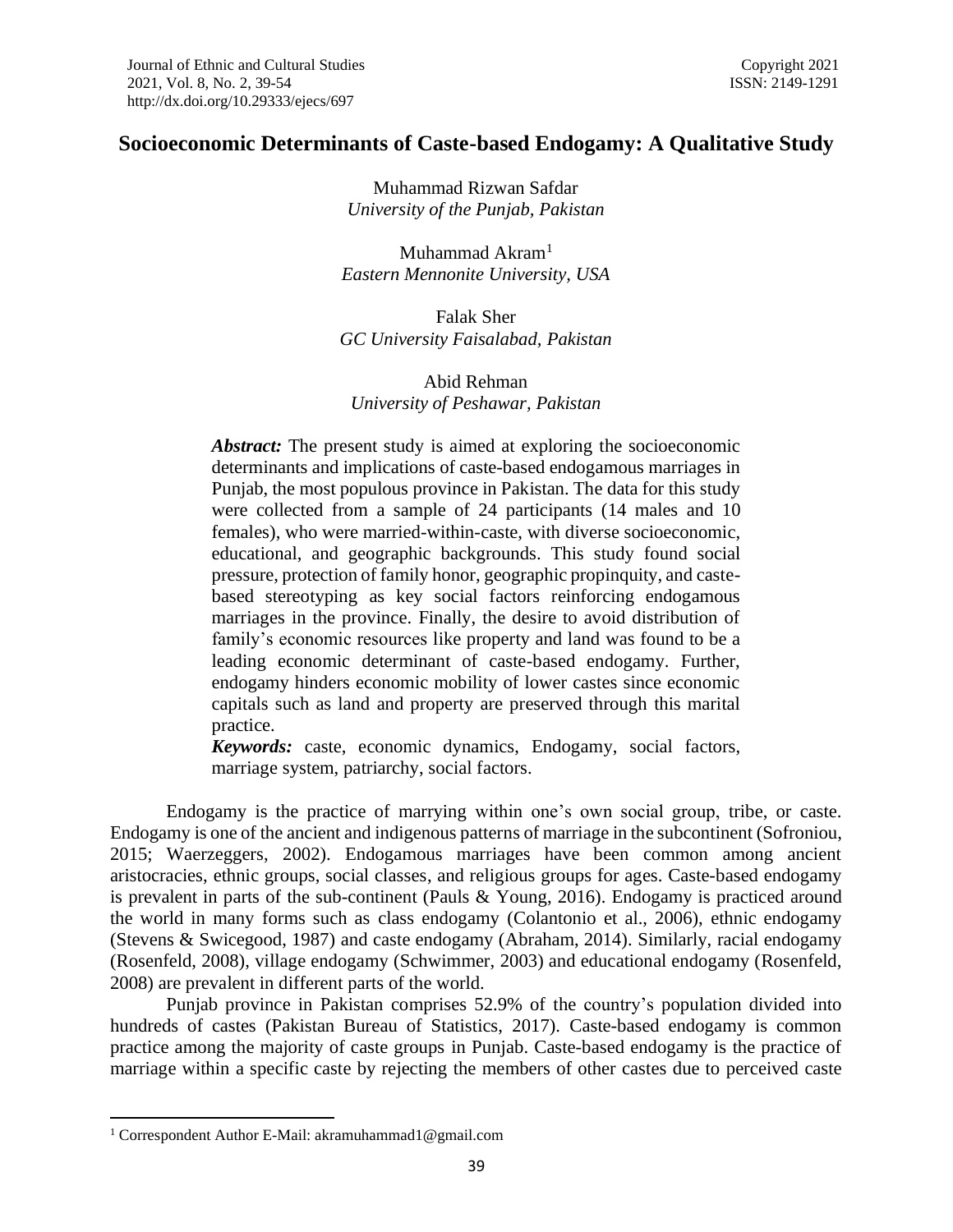# Socioeconomic Determinants of Caste-based Endogamy: A Qualitative Study

Muhammad Rizwan Safdar
*University of the Punjab, Pakistan*

Muhammad Akram[1]
*Eastern Mennonite University, USA*

Falak Sher
*GC University Faisalabad, Pakistan*

Abid Rehman
*University of Peshawar, Pakistan*

***Abstract:*** The present study is aimed at exploring the socioeconomic determinants and implications of caste-based endogamous marriages in Punjab, the most populous province in Pakistan. The data for this study were collected from a sample of 24 participants (14 males and 10 females), who were married-within-caste, with diverse socioeconomic, educational, and geographic backgrounds. This study found social pressure, protection of family honor, geographic propinquity, and caste-based stereotyping as key social factors reinforcing endogamous marriages in the province. Finally, the desire to avoid distribution of family's economic resources like property and land was found to be a leading economic determinant of caste-based endogamy. Further, endogamy hinders economic mobility of lower castes since economic capitals such as land and property are preserved through this marital practice.

***Keywords:*** caste, economic dynamics, Endogamy, social factors, marriage system, patriarchy, social factors.

Endogamy is the practice of marrying within one's own social group, tribe, or caste. Endogamy is one of the ancient and indigenous patterns of marriage in the subcontinent (Sofroniou, 2015; Waerzeggers, 2002). Endogamous marriages have been common among ancient aristocracies, ethnic groups, social classes, and religious groups for ages. Caste-based endogamy is prevalent in parts of the sub-continent (Pauls & Young, 2016). Endogamy is practiced around the world in many forms such as class endogamy (Colantonio et al., 2006), ethnic endogamy (Stevens & Swicegood, 1987) and caste endogamy (Abraham, 2014). Similarly, racial endogamy (Rosenfeld, 2008), village endogamy (Schwimmer, 2003) and educational endogamy (Rosenfeld, 2008) are prevalent in different parts of the world.

Punjab province in Pakistan comprises 52.9% of the country's population divided into hundreds of castes (Pakistan Bureau of Statistics, 2017). Caste-based endogamy is common practice among the majority of caste groups in Punjab. Caste-based endogamy is the practice of marriage within a specific caste by rejecting the members of other castes due to perceived caste

---

[1] Correspondent Author E-Mail: akramuhammad1@gmail.com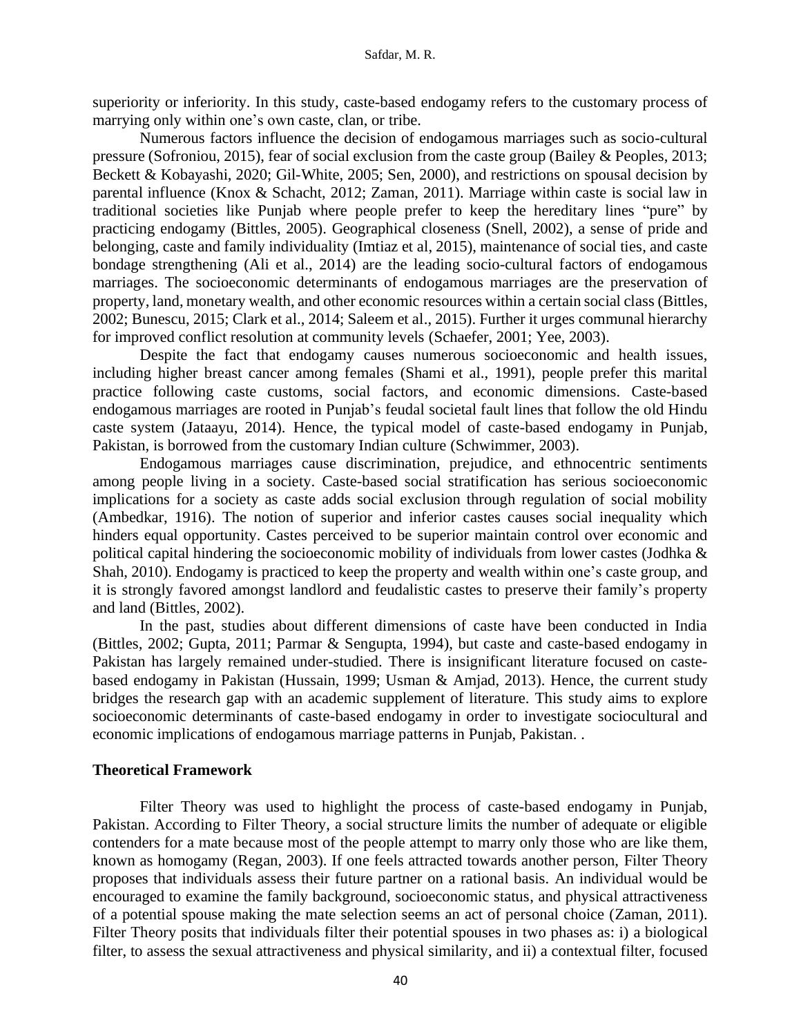superiority or inferiority. In this study, caste-based endogamy refers to the customary process of marrying only within one's own caste, clan, or tribe.

Numerous factors influence the decision of endogamous marriages such as socio-cultural pressure (Sofroniou, 2015), fear of social exclusion from the caste group (Bailey & Peoples, 2013; Beckett & Kobayashi, 2020; Gil-White, 2005; Sen, 2000), and restrictions on spousal decision by parental influence (Knox & Schacht, 2012; Zaman, 2011). Marriage within caste is social law in traditional societies like Punjab where people prefer to keep the hereditary lines "pure" by practicing endogamy (Bittles, 2005). Geographical closeness (Snell, 2002), a sense of pride and belonging, caste and family individuality (Imtiaz et al, 2015), maintenance of social ties, and caste bondage strengthening (Ali et al., 2014) are the leading socio-cultural factors of endogamous marriages. The socioeconomic determinants of endogamous marriages are the preservation of property, land, monetary wealth, and other economic resources within a certain social class (Bittles, 2002; Bunescu, 2015; Clark et al., 2014; Saleem et al., 2015). Further it urges communal hierarchy for improved conflict resolution at community levels (Schaefer, 2001; Yee, 2003).

Despite the fact that endogamy causes numerous socioeconomic and health issues, including higher breast cancer among females (Shami et al., 1991), people prefer this marital practice following caste customs, social factors, and economic dimensions. Caste-based endogamous marriages are rooted in Punjab's feudal societal fault lines that follow the old Hindu caste system (Jataayu, 2014). Hence, the typical model of caste-based endogamy in Punjab, Pakistan, is borrowed from the customary Indian culture (Schwimmer, 2003).

Endogamous marriages cause discrimination, prejudice, and ethnocentric sentiments among people living in a society. Caste-based social stratification has serious socioeconomic implications for a society as caste adds social exclusion through regulation of social mobility (Ambedkar, 1916). The notion of superior and inferior castes causes social inequality which hinders equal opportunity. Castes perceived to be superior maintain control over economic and political capital hindering the socioeconomic mobility of individuals from lower castes (Jodhka & Shah, 2010). Endogamy is practiced to keep the property and wealth within one's caste group, and it is strongly favored amongst landlord and feudalistic castes to preserve their family's property and land (Bittles, 2002).

In the past, studies about different dimensions of caste have been conducted in India (Bittles, 2002; Gupta, 2011; Parmar & Sengupta, 1994), but caste and caste-based endogamy in Pakistan has largely remained under-studied. There is insignificant literature focused on caste-based endogamy in Pakistan (Hussain, 1999; Usman & Amjad, 2013). Hence, the current study bridges the research gap with an academic supplement of literature. This study aims to explore socioeconomic determinants of caste-based endogamy in order to investigate sociocultural and economic implications of endogamous marriage patterns in Punjab, Pakistan. .

### Theoretical Framework

Filter Theory was used to highlight the process of caste-based endogamy in Punjab, Pakistan. According to Filter Theory, a social structure limits the number of adequate or eligible contenders for a mate because most of the people attempt to marry only those who are like them, known as homogamy (Regan, 2003). If one feels attracted towards another person, Filter Theory proposes that individuals assess their future partner on a rational basis. An individual would be encouraged to examine the family background, socioeconomic status, and physical attractiveness of a potential spouse making the mate selection seems an act of personal choice (Zaman, 2011). Filter Theory posits that individuals filter their potential spouses in two phases as: i) a biological filter, to assess the sexual attractiveness and physical similarity, and ii) a contextual filter, focused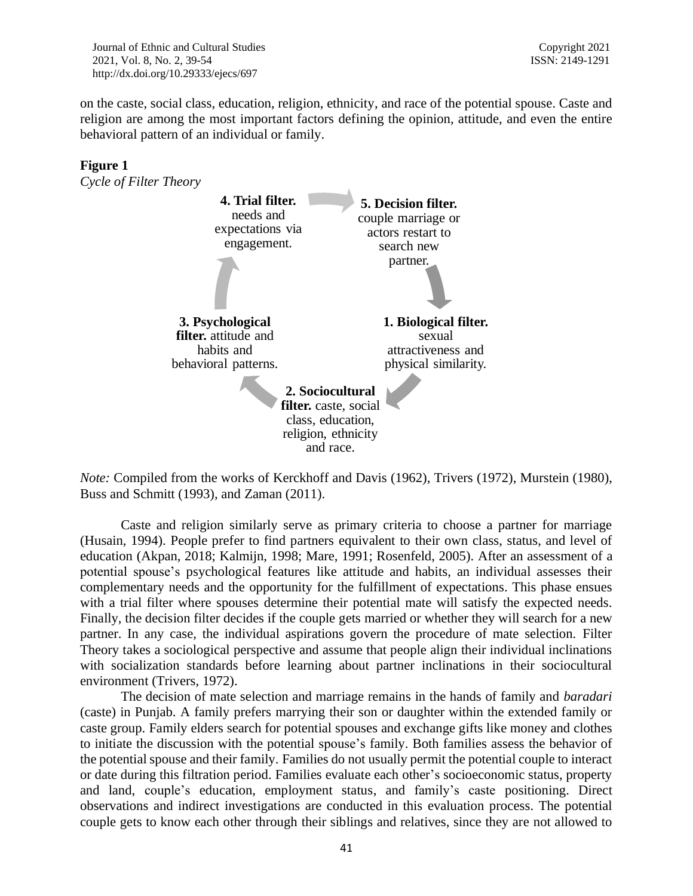on the caste, social class, education, religion, ethnicity, and race of the potential spouse. Caste and religion are among the most important factors defining the opinion, attitude, and even the entire behavioral pattern of an individual or family.

**Figure 1**

*Cycle of Filter Theory*

**4. Trial filter.** needs and expectations via engagement.

**5. Decision filter.** couple marriage or actors restart to search new partner.

**1. Biological filter.** sexual attractiveness and physical similarity.

**2. Sociocultural filter.** caste, social class, education, religion, ethnicity and race.

**3. Psychological filter.** attitude and habits and behavioral patterns.

*Note:* Compiled from the works of Kerckhoff and Davis (1962), Trivers (1972), Murstein (1980), Buss and Schmitt (1993), and Zaman (2011).

Caste and religion similarly serve as primary criteria to choose a partner for marriage (Husain, 1994). People prefer to find partners equivalent to their own class, status, and level of education (Akpan, 2018; Kalmijn, 1998; Mare, 1991; Rosenfeld, 2005). After an assessment of a potential spouse's psychological features like attitude and habits, an individual assesses their complementary needs and the opportunity for the fulfillment of expectations. This phase ensues with a trial filter where spouses determine their potential mate will satisfy the expected needs. Finally, the decision filter decides if the couple gets married or whether they will search for a new partner. In any case, the individual aspirations govern the procedure of mate selection. Filter Theory takes a sociological perspective and assume that people align their individual inclinations with socialization standards before learning about partner inclinations in their sociocultural environment (Trivers, 1972).

The decision of mate selection and marriage remains in the hands of family and *baradari* (caste) in Punjab. A family prefers marrying their son or daughter within the extended family or caste group. Family elders search for potential spouses and exchange gifts like money and clothes to initiate the discussion with the potential spouse's family. Both families assess the behavior of the potential spouse and their family. Families do not usually permit the potential couple to interact or date during this filtration period. Families evaluate each other's socioeconomic status, property and land, couple's education, employment status, and family's caste positioning. Direct observations and indirect investigations are conducted in this evaluation process. The potential couple gets to know each other through their siblings and relatives, since they are not allowed to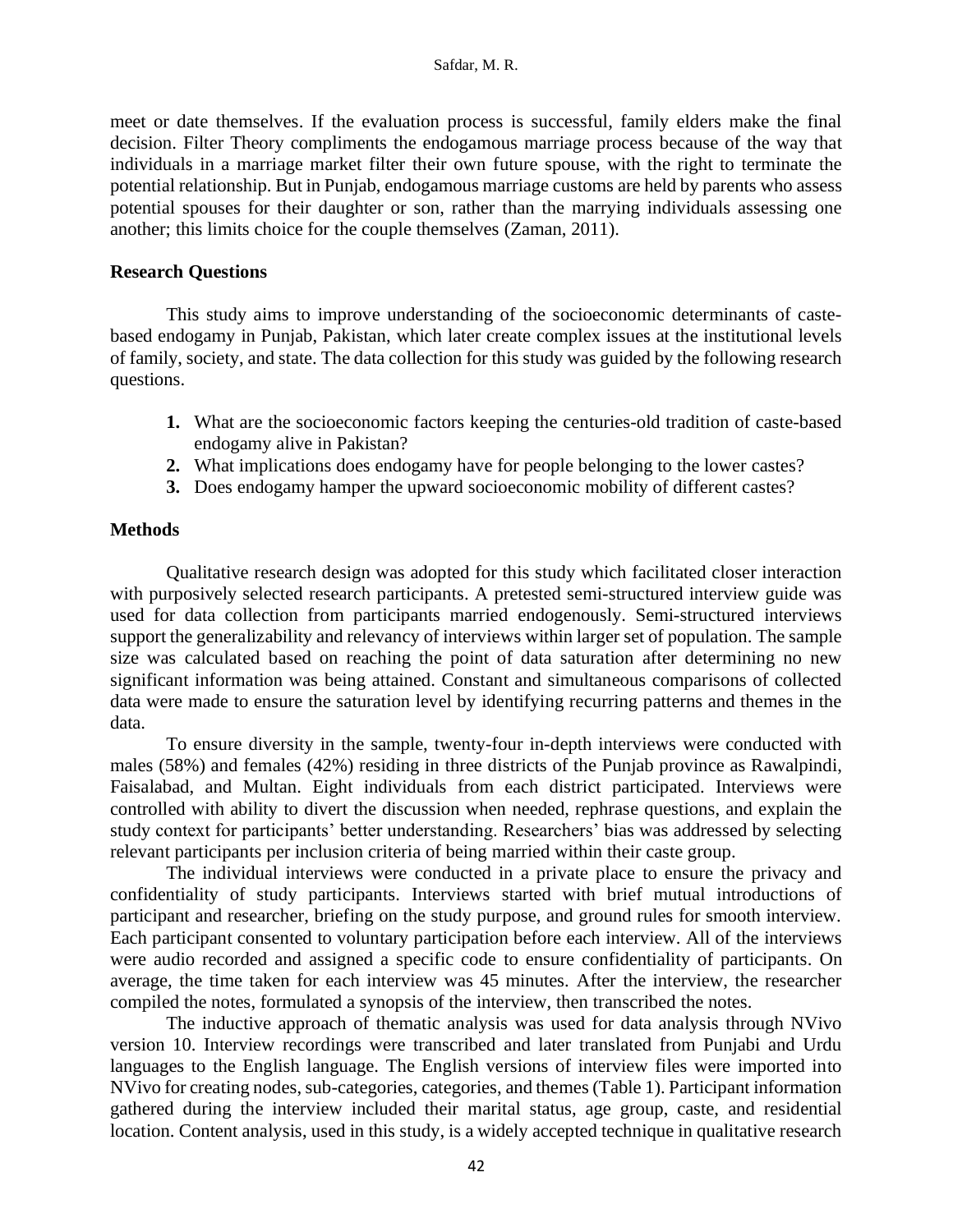meet or date themselves. If the evaluation process is successful, family elders make the final decision. Filter Theory compliments the endogamous marriage process because of the way that individuals in a marriage market filter their own future spouse, with the right to terminate the potential relationship. But in Punjab, endogamous marriage customs are held by parents who assess potential spouses for their daughter or son, rather than the marrying individuals assessing one another; this limits choice for the couple themselves (Zaman, 2011).

## Research Questions

This study aims to improve understanding of the socioeconomic determinants of caste-based endogamy in Punjab, Pakistan, which later create complex issues at the institutional levels of family, society, and state. The data collection for this study was guided by the following research questions.

1. What are the socioeconomic factors keeping the centuries-old tradition of caste-based endogamy alive in Pakistan?
2. What implications does endogamy have for people belonging to the lower castes?
3. Does endogamy hamper the upward socioeconomic mobility of different castes?

## Methods

Qualitative research design was adopted for this study which facilitated closer interaction with purposively selected research participants. A pretested semi-structured interview guide was used for data collection from participants married endogenously. Semi-structured interviews support the generalizability and relevancy of interviews within larger set of population. The sample size was calculated based on reaching the point of data saturation after determining no new significant information was being attained. Constant and simultaneous comparisons of collected data were made to ensure the saturation level by identifying recurring patterns and themes in the data.

To ensure diversity in the sample, twenty-four in-depth interviews were conducted with males (58%) and females (42%) residing in three districts of the Punjab province as Rawalpindi, Faisalabad, and Multan. Eight individuals from each district participated. Interviews were controlled with ability to divert the discussion when needed, rephrase questions, and explain the study context for participants' better understanding. Researchers' bias was addressed by selecting relevant participants per inclusion criteria of being married within their caste group.

The individual interviews were conducted in a private place to ensure the privacy and confidentiality of study participants. Interviews started with brief mutual introductions of participant and researcher, briefing on the study purpose, and ground rules for smooth interview. Each participant consented to voluntary participation before each interview. All of the interviews were audio recorded and assigned a specific code to ensure confidentiality of participants. On average, the time taken for each interview was 45 minutes. After the interview, the researcher compiled the notes, formulated a synopsis of the interview, then transcribed the notes.

The inductive approach of thematic analysis was used for data analysis through NVivo version 10. Interview recordings were transcribed and later translated from Punjabi and Urdu languages to the English language. The English versions of interview files were imported into NVivo for creating nodes, sub-categories, categories, and themes (Table 1). Participant information gathered during the interview included their marital status, age group, caste, and residential location. Content analysis, used in this study, is a widely accepted technique in qualitative research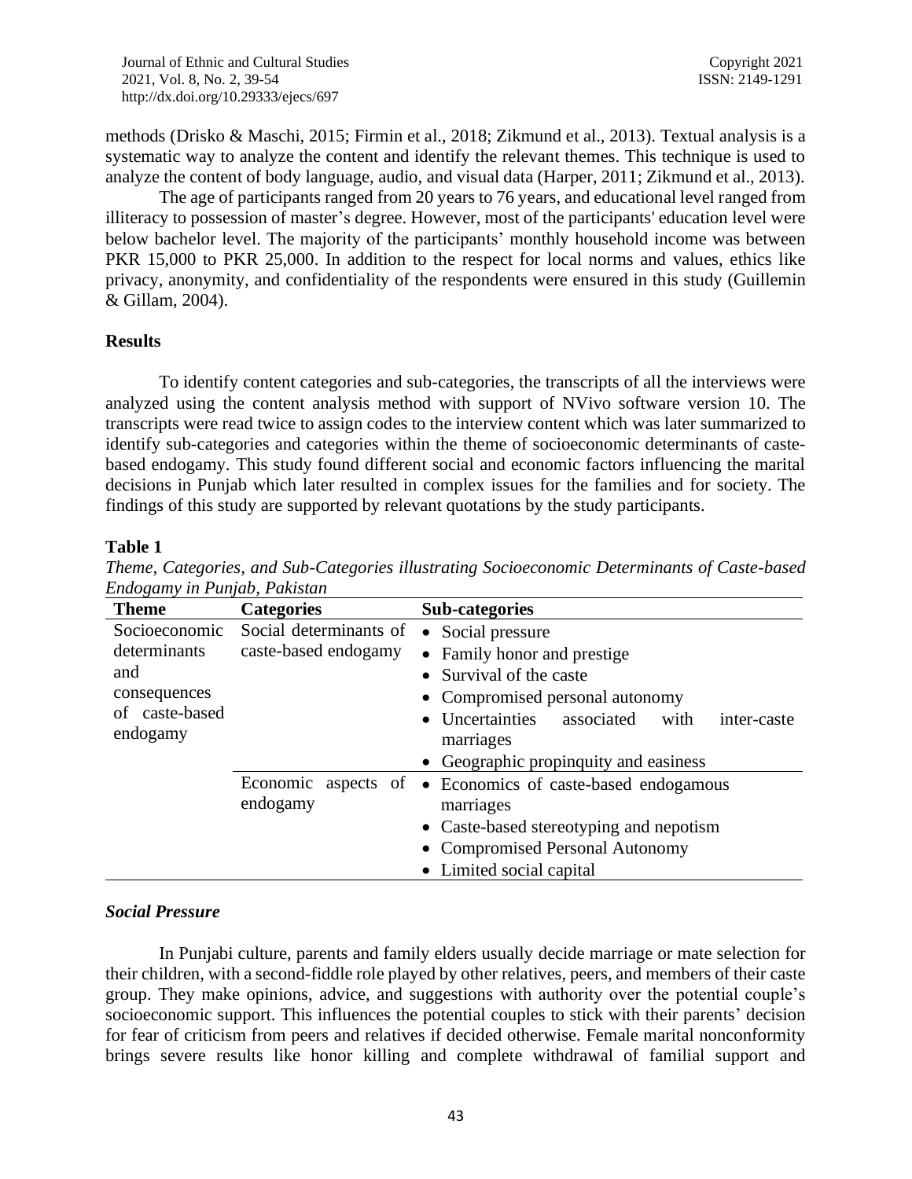methods (Drisko & Maschi, 2015; Firmin et al., 2018; Zikmund et al., 2013). Textual analysis is a systematic way to analyze the content and identify the relevant themes. This technique is used to analyze the content of body language, audio, and visual data (Harper, 2011; Zikmund et al., 2013).

The age of participants ranged from 20 years to 76 years, and educational level ranged from illiteracy to possession of master's degree. However, most of the participants' education level were below bachelor level. The majority of the participants' monthly household income was between PKR 15,000 to PKR 25,000. In addition to the respect for local norms and values, ethics like privacy, anonymity, and confidentiality of the respondents were ensured in this study (Guillemin & Gillam, 2004).

## Results

To identify content categories and sub-categories, the transcripts of all the interviews were analyzed using the content analysis method with support of NVivo software version 10. The transcripts were read twice to assign codes to the interview content which was later summarized to identify sub-categories and categories within the theme of socioeconomic determinants of caste-based endogamy. This study found different social and economic factors influencing the marital decisions in Punjab which later resulted in complex issues for the families and for society. The findings of this study are supported by relevant quotations by the study participants.

**Table 1**

*Theme, Categories, and Sub-Categories illustrating Socioeconomic Determinants of Caste-based Endogamy in Punjab, Pakistan*

| Theme | Categories | Sub-categories |
|---|---|---|
| Socioeconomic determinants and consequences of caste-based endogamy | Social determinants of caste-based endogamy | • Social pressure<br>• Family honor and prestige<br>• Survival of the caste<br>• Compromised personal autonomy<br>• Uncertainties associated with inter-caste marriages<br>• Geographic propinquity and easiness |
| | Economic aspects of endogamy | • Economics of caste-based endogamous marriages<br>• Caste-based stereotyping and nepotism<br>• Compromised Personal Autonomy<br>• Limited social capital |

### *Social Pressure*

In Punjabi culture, parents and family elders usually decide marriage or mate selection for their children, with a second-fiddle role played by other relatives, peers, and members of their caste group. They make opinions, advice, and suggestions with authority over the potential couple's socioeconomic support. This influences the potential couples to stick with their parents' decision for fear of criticism from peers and relatives if decided otherwise. Female marital nonconformity brings severe results like honor killing and complete withdrawal of familial support and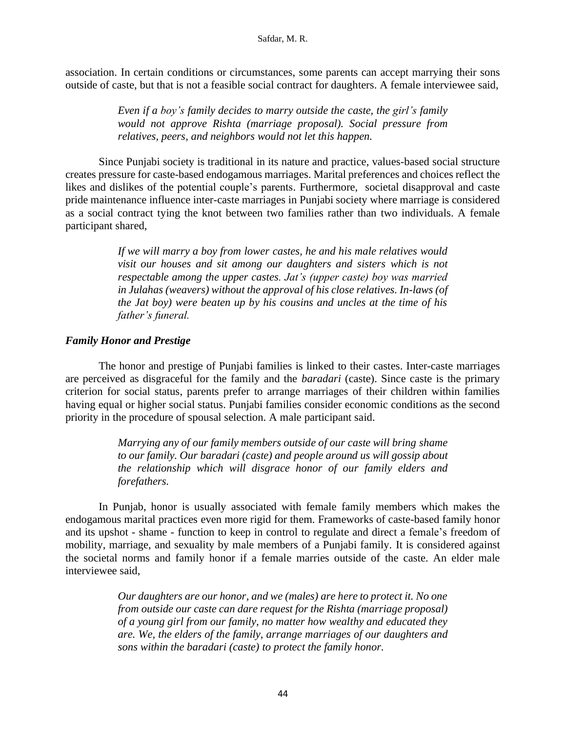association. In certain conditions or circumstances, some parents can accept marrying their sons outside of caste, but that is not a feasible social contract for daughters. A female interviewee said,

> *Even if a boy's family decides to marry outside the caste, the girl's family would not approve Rishta (marriage proposal). Social pressure from relatives, peers, and neighbors would not let this happen.*

Since Punjabi society is traditional in its nature and practice, values-based social structure creates pressure for caste-based endogamous marriages. Marital preferences and choices reflect the likes and dislikes of the potential couple's parents. Furthermore, societal disapproval and caste pride maintenance influence inter-caste marriages in Punjabi society where marriage is considered as a social contract tying the knot between two families rather than two individuals. A female participant shared,

> *If we will marry a boy from lower castes, he and his male relatives would visit our houses and sit among our daughters and sisters which is not respectable among the upper castes. Jat's (upper caste) boy was married in Julahas (weavers) without the approval of his close relatives. In-laws (of the Jat boy) were beaten up by his cousins and uncles at the time of his father's funeral.*

### *Family Honor and Prestige*

The honor and prestige of Punjabi families is linked to their castes. Inter-caste marriages are perceived as disgraceful for the family and the *baradari* (caste). Since caste is the primary criterion for social status, parents prefer to arrange marriages of their children within families having equal or higher social status. Punjabi families consider economic conditions as the second priority in the procedure of spousal selection. A male participant said.

> *Marrying any of our family members outside of our caste will bring shame to our family. Our baradari (caste) and people around us will gossip about the relationship which will disgrace honor of our family elders and forefathers.*

In Punjab, honor is usually associated with female family members which makes the endogamous marital practices even more rigid for them. Frameworks of caste-based family honor and its upshot - shame - function to keep in control to regulate and direct a female's freedom of mobility, marriage, and sexuality by male members of a Punjabi family. It is considered against the societal norms and family honor if a female marries outside of the caste. An elder male interviewee said,

> *Our daughters are our honor, and we (males) are here to protect it. No one from outside our caste can dare request for the Rishta (marriage proposal) of a young girl from our family, no matter how wealthy and educated they are. We, the elders of the family, arrange marriages of our daughters and sons within the baradari (caste) to protect the family honor.*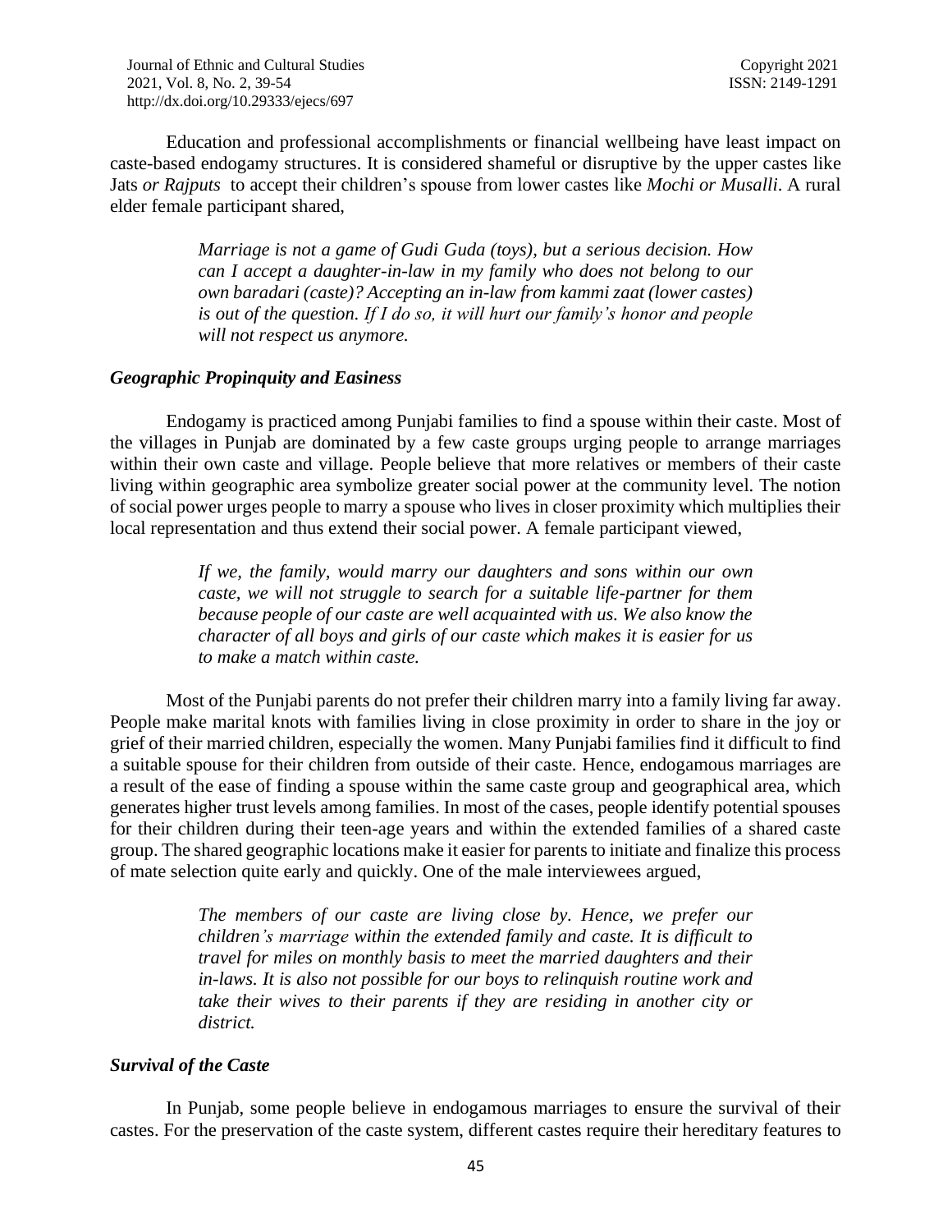Education and professional accomplishments or financial wellbeing have least impact on caste-based endogamy structures. It is considered shameful or disruptive by the upper castes like Jats *or Rajputs* to accept their children's spouse from lower castes like *Mochi or Musalli*. A rural elder female participant shared,

> *Marriage is not a game of Gudi Guda (toys), but a serious decision. How can I accept a daughter-in-law in my family who does not belong to our own baradari (caste)? Accepting an in-law from kammi zaat (lower castes) is out of the question. If I do so, it will hurt our family's honor and people will not respect us anymore.*

### *Geographic Propinquity and Easiness*

Endogamy is practiced among Punjabi families to find a spouse within their caste. Most of the villages in Punjab are dominated by a few caste groups urging people to arrange marriages within their own caste and village. People believe that more relatives or members of their caste living within geographic area symbolize greater social power at the community level. The notion of social power urges people to marry a spouse who lives in closer proximity which multiplies their local representation and thus extend their social power. A female participant viewed,

> *If we, the family, would marry our daughters and sons within our own caste, we will not struggle to search for a suitable life-partner for them because people of our caste are well acquainted with us. We also know the character of all boys and girls of our caste which makes it is easier for us to make a match within caste.*

Most of the Punjabi parents do not prefer their children marry into a family living far away. People make marital knots with families living in close proximity in order to share in the joy or grief of their married children, especially the women. Many Punjabi families find it difficult to find a suitable spouse for their children from outside of their caste. Hence, endogamous marriages are a result of the ease of finding a spouse within the same caste group and geographical area, which generates higher trust levels among families. In most of the cases, people identify potential spouses for their children during their teen-age years and within the extended families of a shared caste group. The shared geographic locations make it easier for parents to initiate and finalize this process of mate selection quite early and quickly. One of the male interviewees argued,

> *The members of our caste are living close by. Hence, we prefer our children's marriage within the extended family and caste. It is difficult to travel for miles on monthly basis to meet the married daughters and their in-laws. It is also not possible for our boys to relinquish routine work and take their wives to their parents if they are residing in another city or district.*

### *Survival of the Caste*

In Punjab, some people believe in endogamous marriages to ensure the survival of their castes. For the preservation of the caste system, different castes require their hereditary features to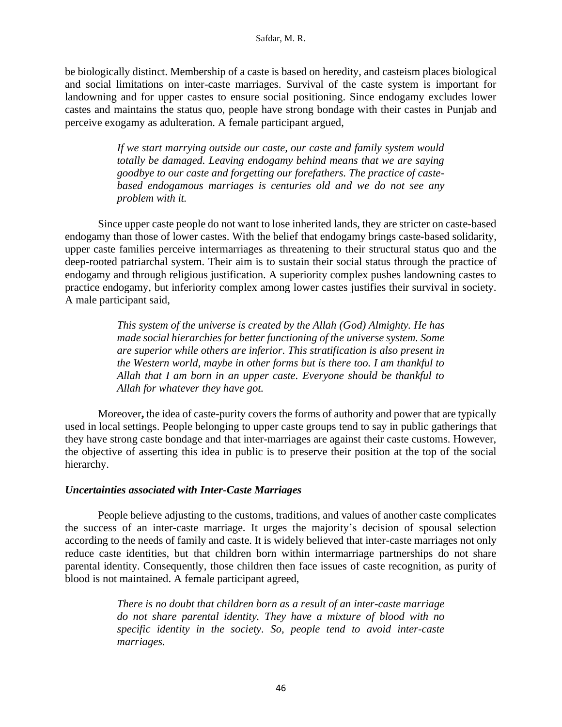be biologically distinct. Membership of a caste is based on heredity, and casteism places biological and social limitations on inter-caste marriages. Survival of the caste system is important for landowning and for upper castes to ensure social positioning. Since endogamy excludes lower castes and maintains the status quo, people have strong bondage with their castes in Punjab and perceive exogamy as adulteration. A female participant argued,

> *If we start marrying outside our caste, our caste and family system would totally be damaged. Leaving endogamy behind means that we are saying goodbye to our caste and forgetting our forefathers. The practice of caste-based endogamous marriages is centuries old and we do not see any problem with it.*

Since upper caste people do not want to lose inherited lands, they are stricter on caste-based endogamy than those of lower castes. With the belief that endogamy brings caste-based solidarity, upper caste families perceive intermarriages as threatening to their structural status quo and the deep-rooted patriarchal system. Their aim is to sustain their social status through the practice of endogamy and through religious justification. A superiority complex pushes landowning castes to practice endogamy, but inferiority complex among lower castes justifies their survival in society. A male participant said,

> *This system of the universe is created by the Allah (God) Almighty. He has made social hierarchies for better functioning of the universe system. Some are superior while others are inferior. This stratification is also present in the Western world, maybe in other forms but is there too. I am thankful to Allah that I am born in an upper caste. Everyone should be thankful to Allah for whatever they have got.*

Moreover**,** the idea of caste-purity covers the forms of authority and power that are typically used in local settings. People belonging to upper caste groups tend to say in public gatherings that they have strong caste bondage and that inter-marriages are against their caste customs. However, the objective of asserting this idea in public is to preserve their position at the top of the social hierarchy.

### ***Uncertainties associated with Inter-Caste Marriages***

People believe adjusting to the customs, traditions, and values of another caste complicates the success of an inter-caste marriage. It urges the majority's decision of spousal selection according to the needs of family and caste. It is widely believed that inter-caste marriages not only reduce caste identities, but that children born within intermarriage partnerships do not share parental identity. Consequently, those children then face issues of caste recognition, as purity of blood is not maintained. A female participant agreed,

> *There is no doubt that children born as a result of an inter-caste marriage do not share parental identity. They have a mixture of blood with no specific identity in the society. So, people tend to avoid inter-caste marriages.*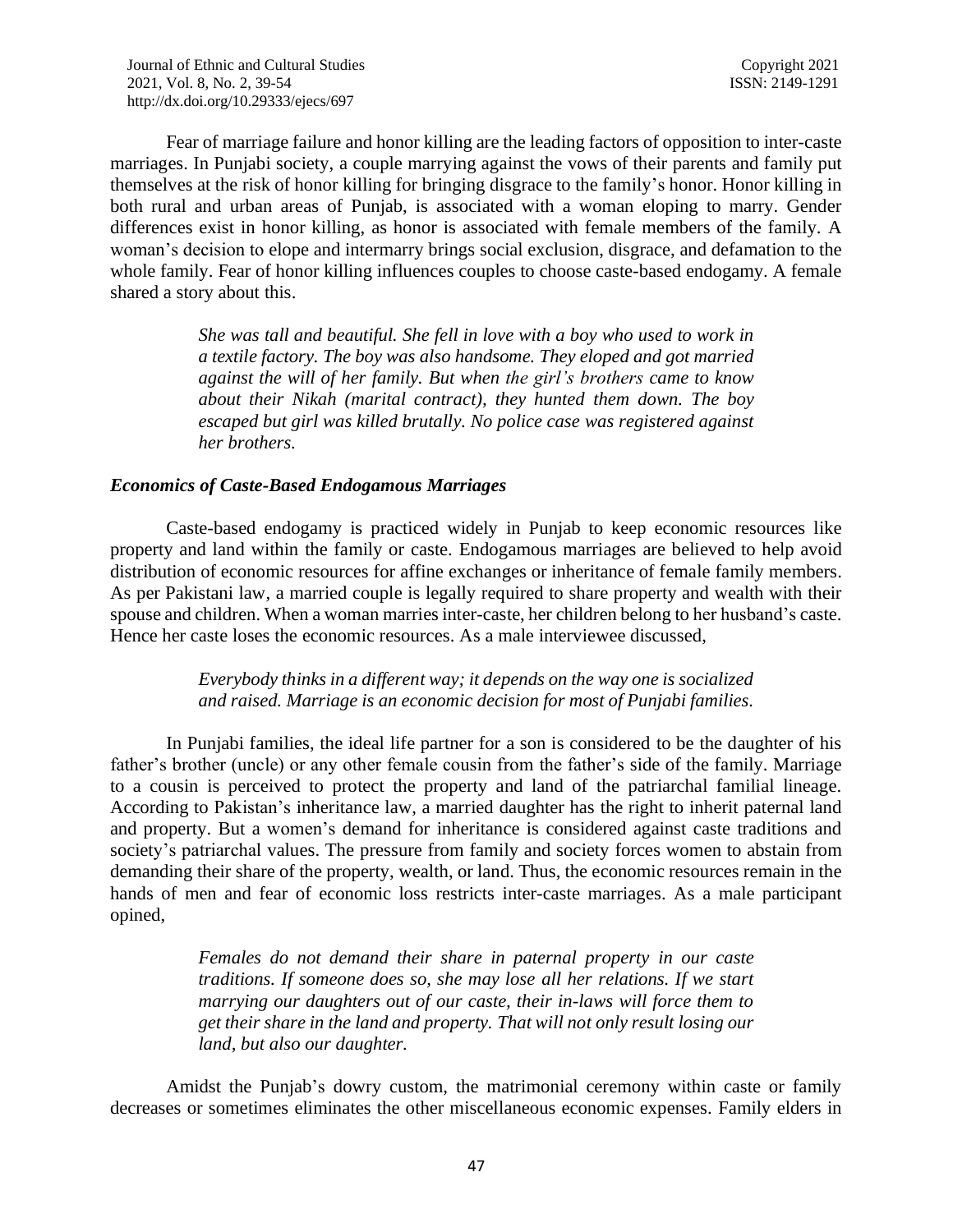Fear of marriage failure and honor killing are the leading factors of opposition to inter-caste marriages. In Punjabi society, a couple marrying against the vows of their parents and family put themselves at the risk of honor killing for bringing disgrace to the family's honor. Honor killing in both rural and urban areas of Punjab, is associated with a woman eloping to marry. Gender differences exist in honor killing, as honor is associated with female members of the family. A woman's decision to elope and intermarry brings social exclusion, disgrace, and defamation to the whole family. Fear of honor killing influences couples to choose caste-based endogamy. A female shared a story about this.

> *She was tall and beautiful. She fell in love with a boy who used to work in a textile factory. The boy was also handsome. They eloped and got married against the will of her family. But when the girl's brothers came to know about their Nikah (marital contract), they hunted them down. The boy escaped but girl was killed brutally. No police case was registered against her brothers.*

### *Economics of Caste-Based Endogamous Marriages*

Caste-based endogamy is practiced widely in Punjab to keep economic resources like property and land within the family or caste. Endogamous marriages are believed to help avoid distribution of economic resources for affine exchanges or inheritance of female family members. As per Pakistani law, a married couple is legally required to share property and wealth with their spouse and children. When a woman marries inter-caste, her children belong to her husband's caste. Hence her caste loses the economic resources. As a male interviewee discussed,

> *Everybody thinks in a different way; it depends on the way one is socialized and raised. Marriage is an economic decision for most of Punjabi families.*

In Punjabi families, the ideal life partner for a son is considered to be the daughter of his father's brother (uncle) or any other female cousin from the father's side of the family. Marriage to a cousin is perceived to protect the property and land of the patriarchal familial lineage. According to Pakistan's inheritance law, a married daughter has the right to inherit paternal land and property. But a women's demand for inheritance is considered against caste traditions and society's patriarchal values. The pressure from family and society forces women to abstain from demanding their share of the property, wealth, or land. Thus, the economic resources remain in the hands of men and fear of economic loss restricts inter-caste marriages. As a male participant opined,

> *Females do not demand their share in paternal property in our caste traditions. If someone does so, she may lose all her relations. If we start marrying our daughters out of our caste, their in-laws will force them to get their share in the land and property. That will not only result losing our land, but also our daughter.*

Amidst the Punjab's dowry custom, the matrimonial ceremony within caste or family decreases or sometimes eliminates the other miscellaneous economic expenses. Family elders in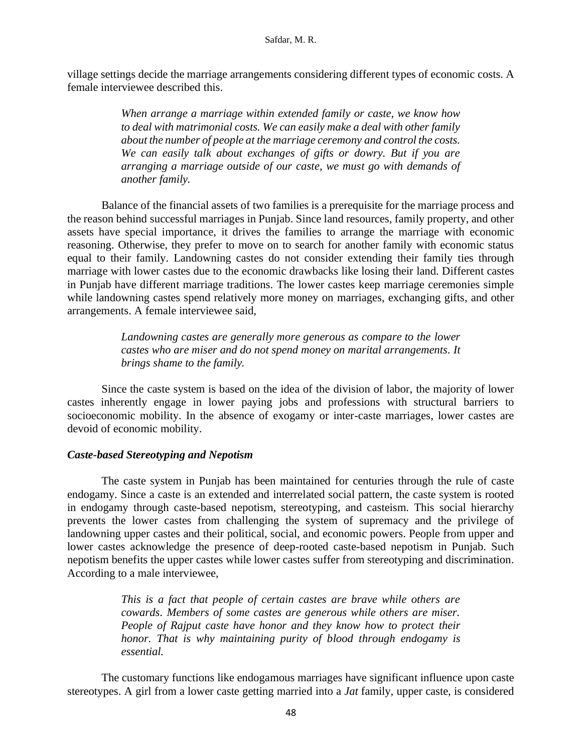village settings decide the marriage arrangements considering different types of economic costs. A female interviewee described this.

> *When arrange a marriage within extended family or caste, we know how to deal with matrimonial costs. We can easily make a deal with other family about the number of people at the marriage ceremony and control the costs. We can easily talk about exchanges of gifts or dowry. But if you are arranging a marriage outside of our caste, we must go with demands of another family.*

Balance of the financial assets of two families is a prerequisite for the marriage process and the reason behind successful marriages in Punjab. Since land resources, family property, and other assets have special importance, it drives the families to arrange the marriage with economic reasoning. Otherwise, they prefer to move on to search for another family with economic status equal to their family. Landowning castes do not consider extending their family ties through marriage with lower castes due to the economic drawbacks like losing their land. Different castes in Punjab have different marriage traditions. The lower castes keep marriage ceremonies simple while landowning castes spend relatively more money on marriages, exchanging gifts, and other arrangements. A female interviewee said,

> *Landowning castes are generally more generous as compare to the lower castes who are miser and do not spend money on marital arrangements. It brings shame to the family.*

Since the caste system is based on the idea of the division of labor, the majority of lower castes inherently engage in lower paying jobs and professions with structural barriers to socioeconomic mobility. In the absence of exogamy or inter-caste marriages, lower castes are devoid of economic mobility.

### *Caste-based Stereotyping and Nepotism*

The caste system in Punjab has been maintained for centuries through the rule of caste endogamy. Since a caste is an extended and interrelated social pattern, the caste system is rooted in endogamy through caste-based nepotism, stereotyping, and casteism. This social hierarchy prevents the lower castes from challenging the system of supremacy and the privilege of landowning upper castes and their political, social, and economic powers. People from upper and lower castes acknowledge the presence of deep-rooted caste-based nepotism in Punjab. Such nepotism benefits the upper castes while lower castes suffer from stereotyping and discrimination. According to a male interviewee,

> *This is a fact that people of certain castes are brave while others are cowards. Members of some castes are generous while others are miser. People of Rajput caste have honor and they know how to protect their honor. That is why maintaining purity of blood through endogamy is essential.*

The customary functions like endogamous marriages have significant influence upon caste stereotypes. A girl from a lower caste getting married into a *Jat* family, upper caste, is considered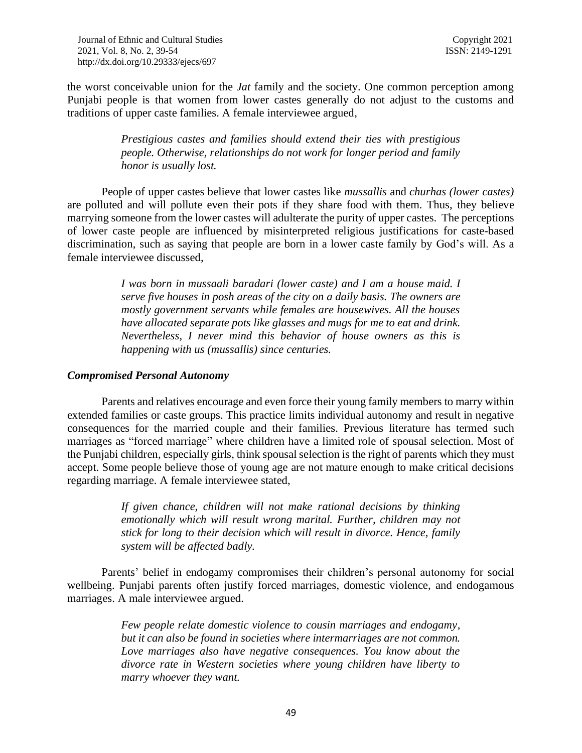the worst conceivable union for the *Jat* family and the society. One common perception among Punjabi people is that women from lower castes generally do not adjust to the customs and traditions of upper caste families. A female interviewee argued,

> *Prestigious castes and families should extend their ties with prestigious people. Otherwise, relationships do not work for longer period and family honor is usually lost.*

People of upper castes believe that lower castes like *mussallis* and *churhas (lower castes)* are polluted and will pollute even their pots if they share food with them. Thus, they believe marrying someone from the lower castes will adulterate the purity of upper castes. The perceptions of lower caste people are influenced by misinterpreted religious justifications for caste-based discrimination, such as saying that people are born in a lower caste family by God's will. As a female interviewee discussed,

> *I was born in mussaali baradari (lower caste) and I am a house maid. I serve five houses in posh areas of the city on a daily basis. The owners are mostly government servants while females are housewives. All the houses have allocated separate pots like glasses and mugs for me to eat and drink. Nevertheless, I never mind this behavior of house owners as this is happening with us (mussallis) since centuries.*

### *Compromised Personal Autonomy*

Parents and relatives encourage and even force their young family members to marry within extended families or caste groups. This practice limits individual autonomy and result in negative consequences for the married couple and their families. Previous literature has termed such marriages as "forced marriage" where children have a limited role of spousal selection. Most of the Punjabi children, especially girls, think spousal selection is the right of parents which they must accept. Some people believe those of young age are not mature enough to make critical decisions regarding marriage. A female interviewee stated,

> *If given chance, children will not make rational decisions by thinking emotionally which will result wrong marital. Further, children may not stick for long to their decision which will result in divorce. Hence, family system will be affected badly.*

Parents' belief in endogamy compromises their children's personal autonomy for social wellbeing. Punjabi parents often justify forced marriages, domestic violence, and endogamous marriages. A male interviewee argued.

> *Few people relate domestic violence to cousin marriages and endogamy, but it can also be found in societies where intermarriages are not common. Love marriages also have negative consequences. You know about the divorce rate in Western societies where young children have liberty to marry whoever they want.*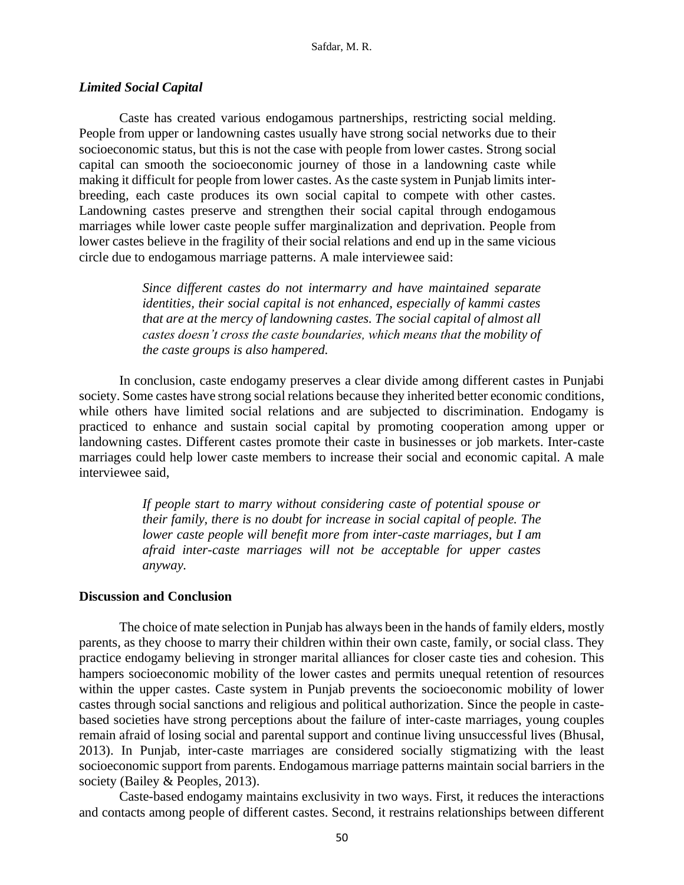### *Limited Social Capital*

Caste has created various endogamous partnerships, restricting social melding. People from upper or landowning castes usually have strong social networks due to their socioeconomic status, but this is not the case with people from lower castes. Strong social capital can smooth the socioeconomic journey of those in a landowning caste while making it difficult for people from lower castes. As the caste system in Punjab limits inter-breeding, each caste produces its own social capital to compete with other castes. Landowning castes preserve and strengthen their social capital through endogamous marriages while lower caste people suffer marginalization and deprivation. People from lower castes believe in the fragility of their social relations and end up in the same vicious circle due to endogamous marriage patterns. A male interviewee said:

> *Since different castes do not intermarry and have maintained separate identities, their social capital is not enhanced, especially of kammi castes that are at the mercy of landowning castes. The social capital of almost all castes doesn't cross the caste boundaries, which means that the mobility of the caste groups is also hampered.*

In conclusion, caste endogamy preserves a clear divide among different castes in Punjabi society. Some castes have strong social relations because they inherited better economic conditions, while others have limited social relations and are subjected to discrimination. Endogamy is practiced to enhance and sustain social capital by promoting cooperation among upper or landowning castes. Different castes promote their caste in businesses or job markets. Inter-caste marriages could help lower caste members to increase their social and economic capital. A male interviewee said,

> *If people start to marry without considering caste of potential spouse or their family, there is no doubt for increase in social capital of people. The lower caste people will benefit more from inter-caste marriages, but I am afraid inter-caste marriages will not be acceptable for upper castes anyway.*

## Discussion and Conclusion

The choice of mate selection in Punjab has always been in the hands of family elders, mostly parents, as they choose to marry their children within their own caste, family, or social class. They practice endogamy believing in stronger marital alliances for closer caste ties and cohesion. This hampers socioeconomic mobility of the lower castes and permits unequal retention of resources within the upper castes. Caste system in Punjab prevents the socioeconomic mobility of lower castes through social sanctions and religious and political authorization. Since the people in caste-based societies have strong perceptions about the failure of inter-caste marriages, young couples remain afraid of losing social and parental support and continue living unsuccessful lives (Bhusal, 2013). In Punjab, inter-caste marriages are considered socially stigmatizing with the least socioeconomic support from parents. Endogamous marriage patterns maintain social barriers in the society (Bailey & Peoples, 2013).

Caste-based endogamy maintains exclusivity in two ways. First, it reduces the interactions and contacts among people of different castes. Second, it restrains relationships between different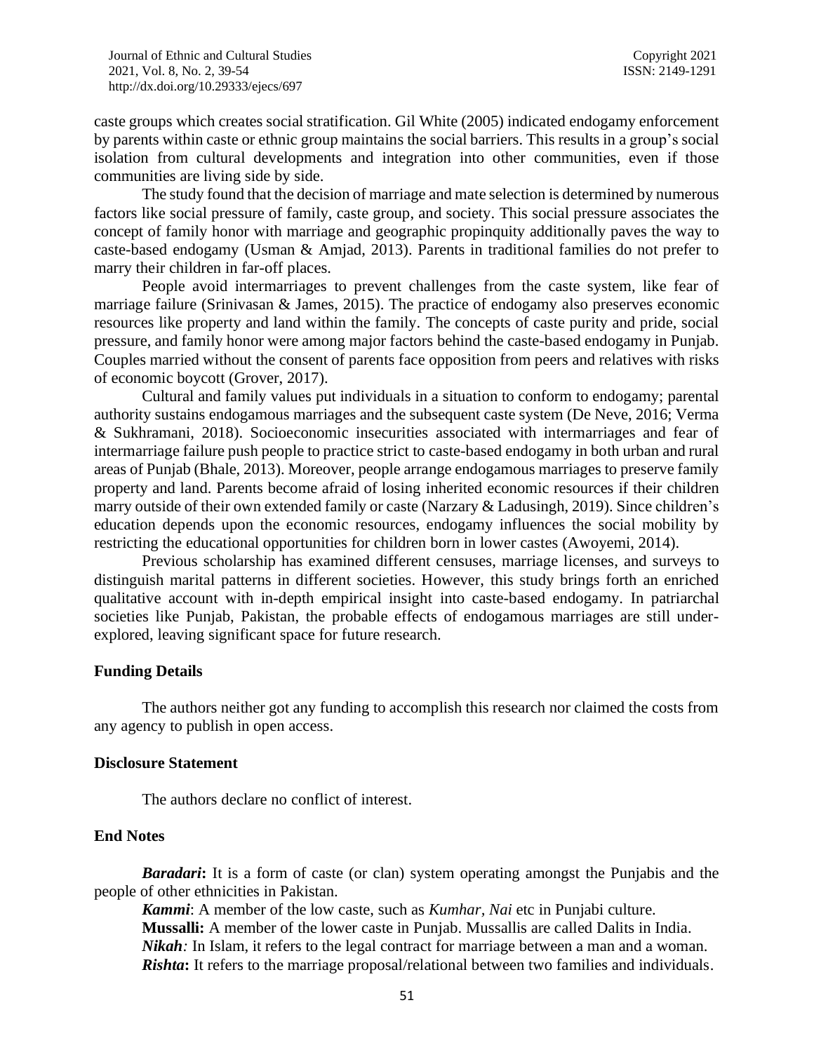caste groups which creates social stratification. Gil White (2005) indicated endogamy enforcement by parents within caste or ethnic group maintains the social barriers. This results in a group's social isolation from cultural developments and integration into other communities, even if those communities are living side by side.

The study found that the decision of marriage and mate selection is determined by numerous factors like social pressure of family, caste group, and society. This social pressure associates the concept of family honor with marriage and geographic propinquity additionally paves the way to caste-based endogamy (Usman & Amjad, 2013). Parents in traditional families do not prefer to marry their children in far-off places.

People avoid intermarriages to prevent challenges from the caste system, like fear of marriage failure (Srinivasan & James, 2015). The practice of endogamy also preserves economic resources like property and land within the family. The concepts of caste purity and pride, social pressure, and family honor were among major factors behind the caste-based endogamy in Punjab. Couples married without the consent of parents face opposition from peers and relatives with risks of economic boycott (Grover, 2017).

Cultural and family values put individuals in a situation to conform to endogamy; parental authority sustains endogamous marriages and the subsequent caste system (De Neve, 2016; Verma & Sukhramani, 2018). Socioeconomic insecurities associated with intermarriages and fear of intermarriage failure push people to practice strict to caste-based endogamy in both urban and rural areas of Punjab (Bhale, 2013). Moreover, people arrange endogamous marriages to preserve family property and land. Parents become afraid of losing inherited economic resources if their children marry outside of their own extended family or caste (Narzary & Ladusingh, 2019). Since children's education depends upon the economic resources, endogamy influences the social mobility by restricting the educational opportunities for children born in lower castes (Awoyemi, 2014).

Previous scholarship has examined different censuses, marriage licenses, and surveys to distinguish marital patterns in different societies. However, this study brings forth an enriched qualitative account with in-depth empirical insight into caste-based endogamy. In patriarchal societies like Punjab, Pakistan, the probable effects of endogamous marriages are still under-explored, leaving significant space for future research.

### Funding Details

The authors neither got any funding to accomplish this research nor claimed the costs from any agency to publish in open access.

### Disclosure Statement

The authors declare no conflict of interest.

### End Notes

***Baradari*:** It is a form of caste (or clan) system operating amongst the Punjabis and the people of other ethnicities in Pakistan.

***Kammi***: A member of the low caste, such as *Kumhar*, *Nai* etc in Punjabi culture.

**Mussalli:** A member of the lower caste in Punjab. Mussallis are called Dalits in India.

***Nikah**:* In Islam, it refers to the legal contract for marriage between a man and a woman.

***Rishta*:** It refers to the marriage proposal/relational between two families and individuals.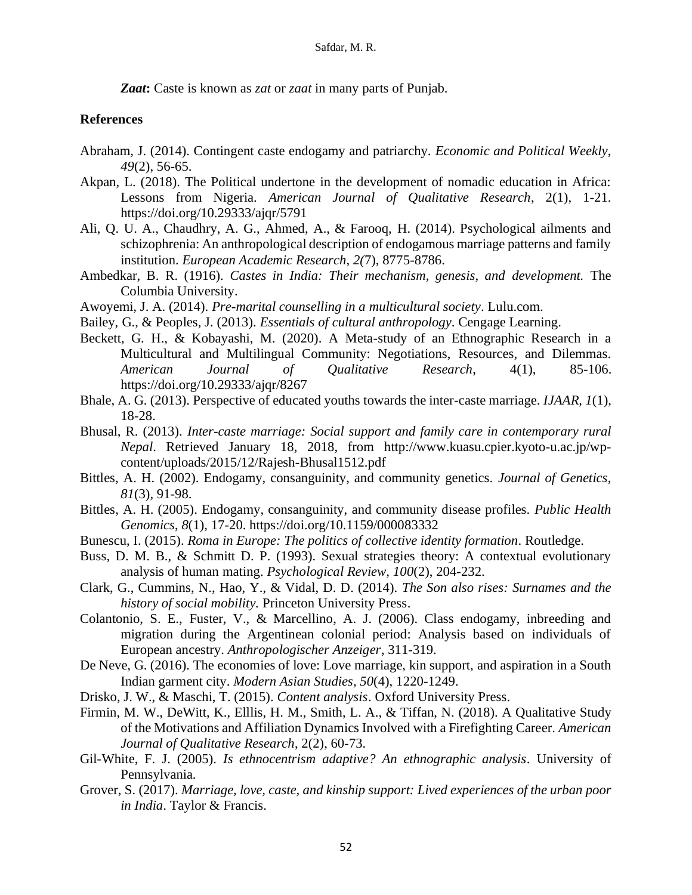***Zaat*:** Caste is known as *zat* or *zaat* in many parts of Punjab.

## References

Abraham, J. (2014). Contingent caste endogamy and patriarchy. *Economic and Political Weekly*, *49*(2), 56-65.

Akpan, L. (2018). The Political undertone in the development of nomadic education in Africa: Lessons from Nigeria. *American Journal of Qualitative Research*, 2(1), 1-21. https://doi.org/10.29333/ajqr/5791

Ali, Q. U. A., Chaudhry, A. G., Ahmed, A., & Farooq, H. (2014). Psychological ailments and schizophrenia: An anthropological description of endogamous marriage patterns and family institution. *European Academic Research*, *2(*7), 8775-8786.

Ambedkar, B. R. (1916). *Castes in India: Their mechanism, genesis, and development.* The Columbia University.

Awoyemi, J. A. (2014). *Pre-marital counselling in a multicultural society*. Lulu.com.

Bailey, G., & Peoples, J. (2013). *Essentials of cultural anthropology*. Cengage Learning.

Beckett, G. H., & Kobayashi, M. (2020). A Meta-study of an Ethnographic Research in a Multicultural and Multilingual Community: Negotiations, Resources, and Dilemmas. *American Journal of Qualitative Research*, 4(1), 85-106. https://doi.org/10.29333/ajqr/8267

Bhale, A. G. (2013). Perspective of educated youths towards the inter-caste marriage. *IJAAR, 1*(1), 18-28.

Bhusal, R. (2013). *Inter-caste marriage: Social support and family care in contemporary rural Nepal*. Retrieved January 18, 2018, from http://www.kuasu.cpier.kyoto-u.ac.jp/wp-content/uploads/2015/12/Rajesh-Bhusal1512.pdf

Bittles, A. H. (2002). Endogamy, consanguinity, and community genetics. *Journal of Genetics, 81*(3), 91-98.

Bittles, A. H. (2005). Endogamy, consanguinity, and community disease profiles. *Public Health Genomics*, *8*(1), 17-20. https://doi.org/10.1159/000083332

Bunescu, I. (2015). *Roma in Europe: The politics of collective identity formation*. Routledge.

Buss, D. M. B., & Schmitt D. P. (1993). Sexual strategies theory: A contextual evolutionary analysis of human mating. *Psychological Review*, *100*(2), 204-232.

Clark, G., Cummins, N., Hao, Y., & Vidal, D. D. (2014). *The Son also rises: Surnames and the history of social mobility.* Princeton University Press.

Colantonio, S. E., Fuster, V., & Marcellino, A. J. (2006). Class endogamy, inbreeding and migration during the Argentinean colonial period: Analysis based on individuals of European ancestry. *Anthropologischer Anzeiger*, 311-319.

De Neve, G. (2016). The economies of love: Love marriage, kin support, and aspiration in a South Indian garment city. *Modern Asian Studies*, *50*(4), 1220-1249.

Drisko, J. W., & Maschi, T. (2015). *Content analysis*. Oxford University Press.

Firmin, M. W., DeWitt, K., Ellis, H. M., Smith, L. A., & Tiffan, N. (2018). A Qualitative Study of the Motivations and Affiliation Dynamics Involved with a Firefighting Career. *American Journal of Qualitative Research*, 2(2), 60-73.

Gil-White, F. J. (2005). *Is ethnocentrism adaptive? An ethnographic analysis*. University of Pennsylvania.

Grover, S. (2017). *Marriage, love, caste, and kinship support: Lived experiences of the urban poor in India*. Taylor & Francis.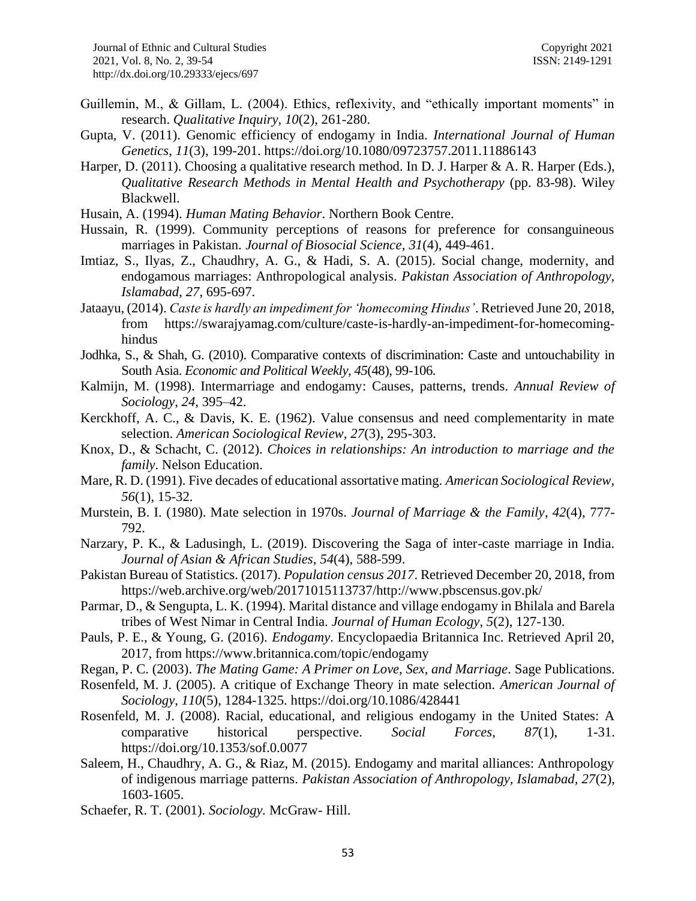Guillemin, M., & Gillam, L. (2004). Ethics, reflexivity, and "ethically important moments" in research. *Qualitative Inquiry*, *10*(2), 261-280.

Gupta, V. (2011). Genomic efficiency of endogamy in India. *International Journal of Human Genetics*, *11*(3), 199-201. https://doi.org/10.1080/09723757.2011.11886143

Harper, D. (2011). Choosing a qualitative research method. In D. J. Harper & A. R. Harper (Eds.), *Qualitative Research Methods in Mental Health and Psychotherapy* (pp. 83-98). Wiley Blackwell.

Husain, A. (1994). *Human Mating Behavior*. Northern Book Centre.

Hussain, R. (1999). Community perceptions of reasons for preference for consanguineous marriages in Pakistan. *Journal of Biosocial Science*, *31*(4), 449-461.

Imtiaz, S., Ilyas, Z., Chaudhry, A. G., & Hadi, S. A. (2015). Social change, modernity, and endogamous marriages: Anthropological analysis. *Pakistan Association of Anthropology, Islamabad, 27*, 695-697.

Jataayu, (2014). *Caste is hardly an impediment for 'homecoming Hindus'*. Retrieved June 20, 2018, from https://swarajyamag.com/culture/caste-is-hardly-an-impediment-for-homecoming-hindus

Jodhka, S., & Shah, G. (2010). Comparative contexts of discrimination: Caste and untouchability in South Asia. *Economic and Political Weekly*, *45*(48), 99-106.

Kalmijn, M. (1998). Intermarriage and endogamy: Causes, patterns, trends. *Annual Review of Sociology*, *24*, 395–42.

Kerckhoff, A. C., & Davis, K. E. (1962). Value consensus and need complementarity in mate selection. *American Sociological Review*, *27*(3), 295-303.

Knox, D., & Schacht, C. (2012). *Choices in relationships: An introduction to marriage and the family*. Nelson Education.

Mare, R. D. (1991). Five decades of educational assortative mating. *American Sociological Review*, *56*(1), 15-32.

Murstein, B. I. (1980). Mate selection in 1970s. *Journal of Marriage & the Family*, *42*(4), 777-792.

Narzary, P. K., & Ladusingh, L. (2019). Discovering the Saga of inter-caste marriage in India. *Journal of Asian & African Studies*, *54*(4), 588-599.

Pakistan Bureau of Statistics. (2017). *Population census 2017*. Retrieved December 20, 2018, from https://web.archive.org/web/20171015113737/http://www.pbscensus.gov.pk/

Parmar, D., & Sengupta, L. K. (1994). Marital distance and village endogamy in Bhilala and Barela tribes of West Nimar in Central India. *Journal of Human Ecology*, *5*(2), 127-130.

Pauls, P. E., & Young, G. (2016). *Endogamy*. Encyclopaedia Britannica Inc. Retrieved April 20, 2017, from https://www.britannica.com/topic/endogamy

Regan, P. C. (2003). *The Mating Game: A Primer on Love, Sex, and Marriage*. Sage Publications.

Rosenfeld, M. J. (2005). A critique of Exchange Theory in mate selection. *American Journal of Sociology*, *110*(5), 1284-1325. https://doi.org/10.1086/428441

Rosenfeld, M. J. (2008). Racial, educational, and religious endogamy in the United States: A comparative historical perspective. *Social Forces*, *87*(1), 1-31. https://doi.org/10.1353/sof.0.0077

Saleem, H., Chaudhry, A. G., & Riaz, M. (2015). Endogamy and marital alliances: Anthropology of indigenous marriage patterns. *Pakistan Association of Anthropology, Islamabad, 27*(2), 1603-1605.

Schaefer, R. T. (2001). *Sociology.* McGraw- Hill.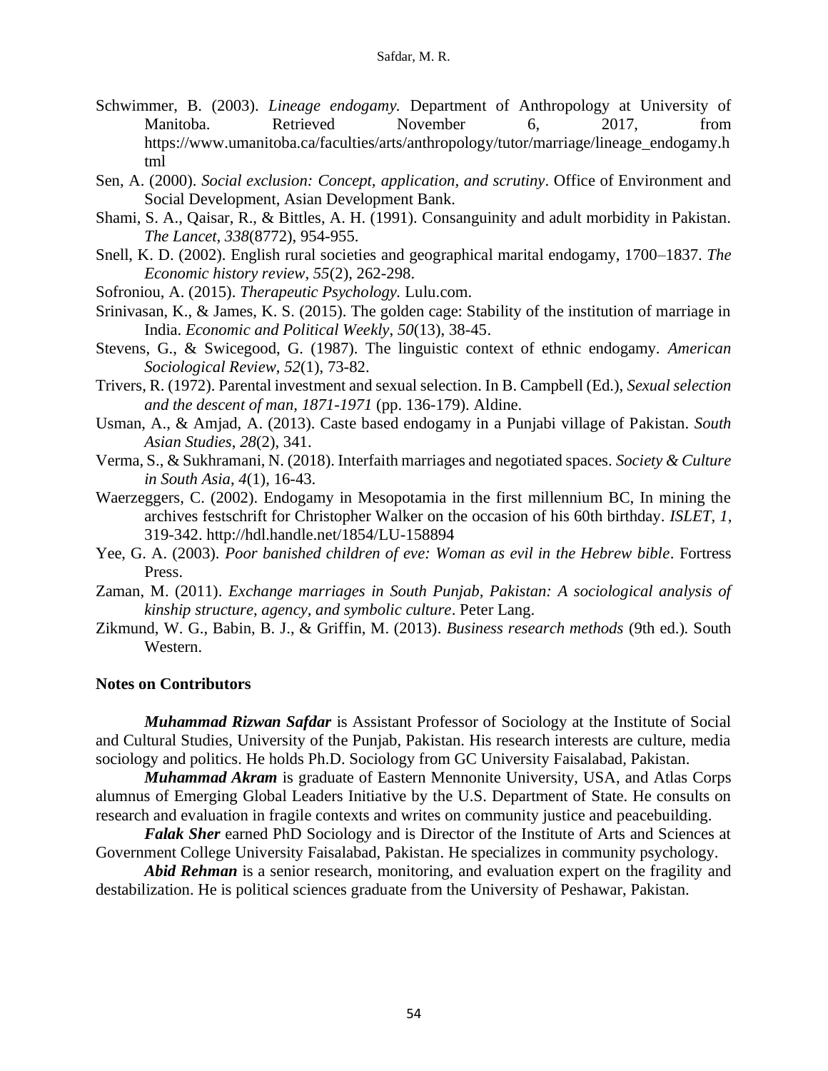Schwimmer, B. (2003). *Lineage endogamy.* Department of Anthropology at University of Manitoba. Retrieved November 6, 2017, from https://www.umanitoba.ca/faculties/arts/anthropology/tutor/marriage/lineage_endogamy.html

Sen, A. (2000). *Social exclusion: Concept, application, and scrutiny*. Office of Environment and Social Development, Asian Development Bank.

Shami, S. A., Qaisar, R., & Bittles, A. H. (1991). Consanguinity and adult morbidity in Pakistan. *The Lancet*, *338*(8772), 954-955.

Snell, K. D. (2002). English rural societies and geographical marital endogamy, 1700–1837. *The Economic history review*, *55*(2), 262-298.

Sofroniou, A. (2015). *Therapeutic Psychology.* Lulu.com.

Srinivasan, K., & James, K. S. (2015). The golden cage: Stability of the institution of marriage in India. *Economic and Political Weekly*, *50*(13), 38-45.

Stevens, G., & Swicegood, G. (1987). The linguistic context of ethnic endogamy. *American Sociological Review*, *52*(1), 73-82.

Trivers, R. (1972). Parental investment and sexual selection. In B. Campbell (Ed.), *Sexual selection and the descent of man, 1871-1971* (pp. 136-179). Aldine.

Usman, A., & Amjad, A. (2013). Caste based endogamy in a Punjabi village of Pakistan. *South Asian Studies*, *28*(2), 341.

Verma, S., & Sukhramani, N. (2018). Interfaith marriages and negotiated spaces. *Society & Culture in South Asia*, *4*(1), 16-43.

Waerzeggers, C. (2002). Endogamy in Mesopotamia in the first millennium BC, In mining the archives festschrift for Christopher Walker on the occasion of his 60th birthday. *ISLET, 1*, 319-342. http://hdl.handle.net/1854/LU-158894

Yee, G. A. (2003). *Poor banished children of eve: Woman as evil in the Hebrew bible*. Fortress Press.

Zaman, M. (2011). *Exchange marriages in South Punjab, Pakistan: A sociological analysis of kinship structure, agency, and symbolic culture*. Peter Lang.

Zikmund, W. G., Babin, B. J., & Griffin, M. (2013). *Business research methods* (9th ed.)*.* South Western.

## Notes on Contributors

***Muhammad Rizwan Safdar*** is Assistant Professor of Sociology at the Institute of Social and Cultural Studies, University of the Punjab, Pakistan. His research interests are culture, media sociology and politics. He holds Ph.D. Sociology from GC University Faisalabad, Pakistan.

***Muhammad Akram*** is graduate of Eastern Mennonite University, USA, and Atlas Corps alumnus of Emerging Global Leaders Initiative by the U.S. Department of State. He consults on research and evaluation in fragile contexts and writes on community justice and peacebuilding.

***Falak Sher*** earned PhD Sociology and is Director of the Institute of Arts and Sciences at Government College University Faisalabad, Pakistan. He specializes in community psychology.

***Abid Rehman*** is a senior research, monitoring, and evaluation expert on the fragility and destabilization. He is political sciences graduate from the University of Peshawar, Pakistan.